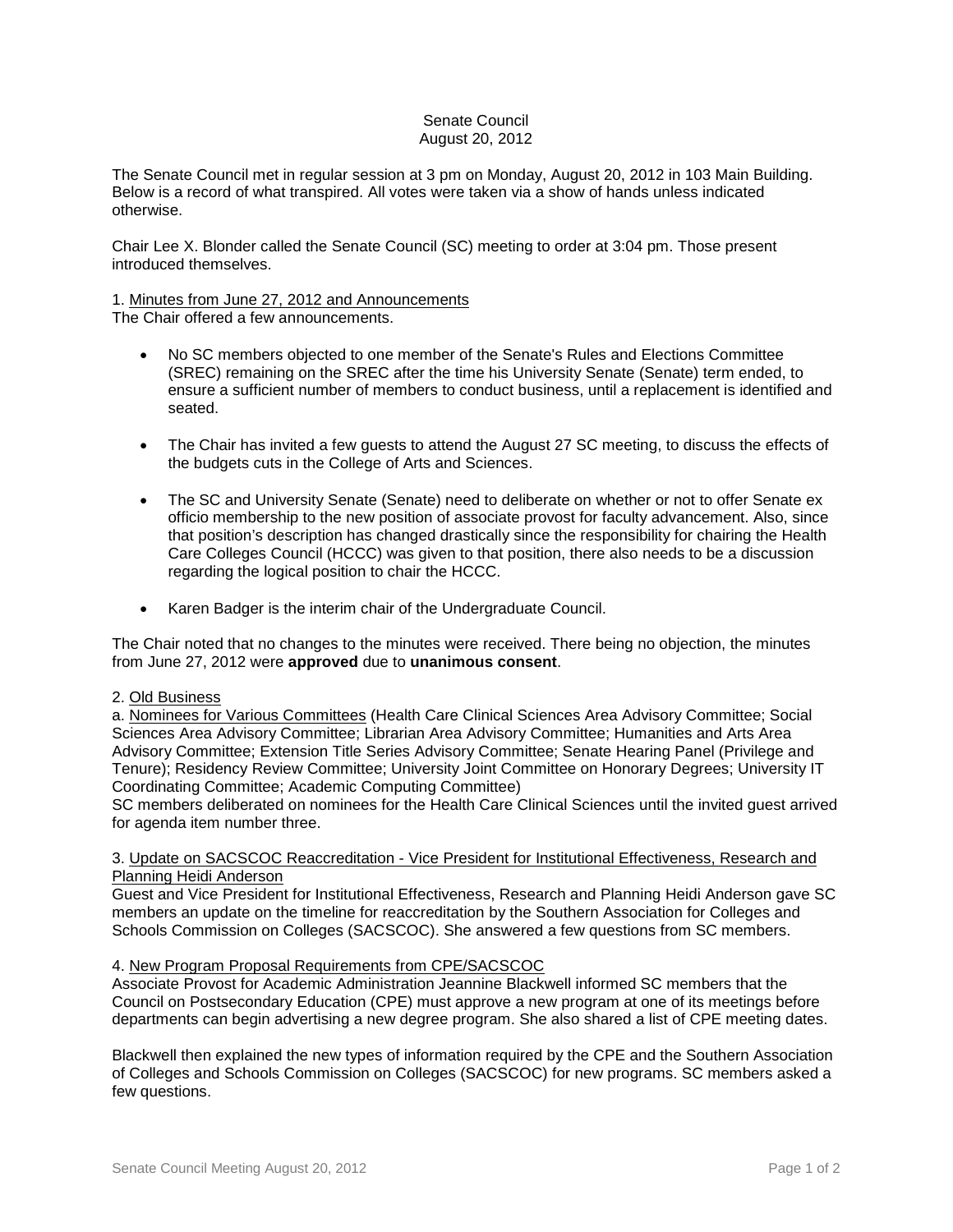Senate Council
August 20, 2012

The Senate Council met in regular session at 3 pm on Monday, August 20, 2012 in 103 Main Building. Below is a record of what transpired. All votes were taken via a show of hands unless indicated otherwise.

Chair Lee X. Blonder called the Senate Council (SC) meeting to order at 3:04 pm. Those present introduced themselves.

1. Minutes from June 27, 2012 and Announcements

The Chair offered a few announcements.

- No SC members objected to one member of the Senate's Rules and Elections Committee (SREC) remaining on the SREC after the time his University Senate (Senate) term ended, to ensure a sufficient number of members to conduct business, until a replacement is identified and seated.
- The Chair has invited a few guests to attend the August 27 SC meeting, to discuss the effects of the budgets cuts in the College of Arts and Sciences.
- The SC and University Senate (Senate) need to deliberate on whether or not to offer Senate ex officio membership to the new position of associate provost for faculty advancement. Also, since that position's description has changed drastically since the responsibility for chairing the Health Care Colleges Council (HCCC) was given to that position, there also needs to be a discussion regarding the logical position to chair the HCCC.
- Karen Badger is the interim chair of the Undergraduate Council.

The Chair noted that no changes to the minutes were received. There being no objection, the minutes from June 27, 2012 were **approved** due to **unanimous consent**.

2. Old Business

a. Nominees for Various Committees (Health Care Clinical Sciences Area Advisory Committee; Social Sciences Area Advisory Committee; Librarian Area Advisory Committee; Humanities and Arts Area Advisory Committee; Extension Title Series Advisory Committee; Senate Hearing Panel (Privilege and Tenure); Residency Review Committee; University Joint Committee on Honorary Degrees; University IT Coordinating Committee; Academic Computing Committee)

SC members deliberated on nominees for the Health Care Clinical Sciences until the invited guest arrived for agenda item number three.

3. Update on SACSCOC Reaccreditation - Vice President for Institutional Effectiveness, Research and Planning Heidi Anderson

Guest and Vice President for Institutional Effectiveness, Research and Planning Heidi Anderson gave SC members an update on the timeline for reaccreditation by the Southern Association for Colleges and Schools Commission on Colleges (SACSCOC). She answered a few questions from SC members.

4. New Program Proposal Requirements from CPE/SACSCOC

Associate Provost for Academic Administration Jeannine Blackwell informed SC members that the Council on Postsecondary Education (CPE) must approve a new program at one of its meetings before departments can begin advertising a new degree program. She also shared a list of CPE meeting dates.

Blackwell then explained the new types of information required by the CPE and the Southern Association of Colleges and Schools Commission on Colleges (SACSCOC) for new programs. SC members asked a few questions.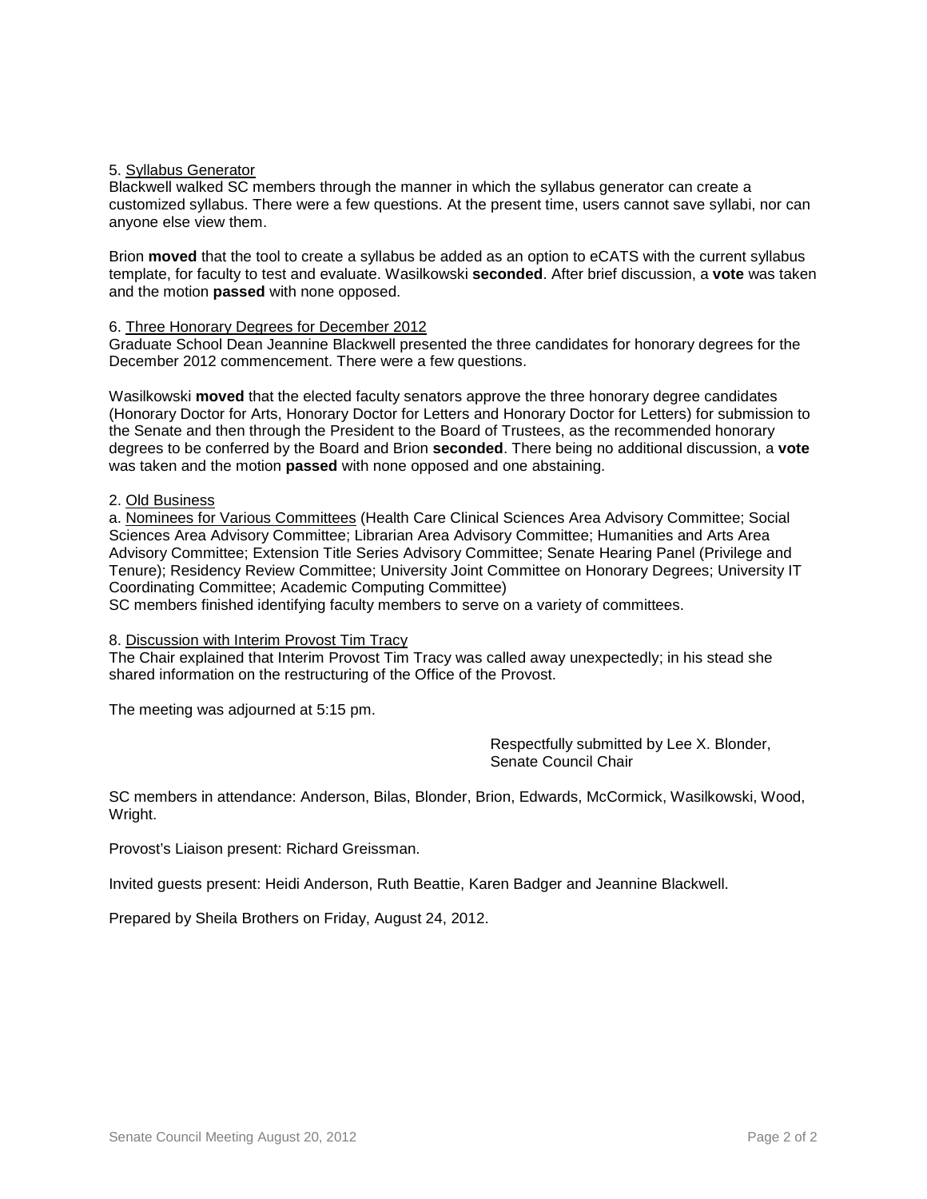5. Syllabus Generator

Blackwell walked SC members through the manner in which the syllabus generator can create a customized syllabus. There were a few questions. At the present time, users cannot save syllabi, nor can anyone else view them.

Brion **moved** that the tool to create a syllabus be added as an option to eCATS with the current syllabus template, for faculty to test and evaluate. Wasilkowski **seconded**. After brief discussion, a **vote** was taken and the motion **passed** with none opposed.

6. Three Honorary Degrees for December 2012

Graduate School Dean Jeannine Blackwell presented the three candidates for honorary degrees for the December 2012 commencement. There were a few questions.

Wasilkowski **moved** that the elected faculty senators approve the three honorary degree candidates (Honorary Doctor for Arts, Honorary Doctor for Letters and Honorary Doctor for Letters) for submission to the Senate and then through the President to the Board of Trustees, as the recommended honorary degrees to be conferred by the Board and Brion **seconded**. There being no additional discussion, a **vote** was taken and the motion **passed** with none opposed and one abstaining.

2. Old Business

a. Nominees for Various Committees (Health Care Clinical Sciences Area Advisory Committee; Social Sciences Area Advisory Committee; Librarian Area Advisory Committee; Humanities and Arts Area Advisory Committee; Extension Title Series Advisory Committee; Senate Hearing Panel (Privilege and Tenure); Residency Review Committee; University Joint Committee on Honorary Degrees; University IT Coordinating Committee; Academic Computing Committee)

SC members finished identifying faculty members to serve on a variety of committees.

8. Discussion with Interim Provost Tim Tracy

The Chair explained that Interim Provost Tim Tracy was called away unexpectedly; in his stead she shared information on the restructuring of the Office of the Provost.

The meeting was adjourned at 5:15 pm.

Respectfully submitted by Lee X. Blonder,
Senate Council Chair

SC members in attendance: Anderson, Bilas, Blonder, Brion, Edwards, McCormick, Wasilkowski, Wood, Wright.

Provost's Liaison present: Richard Greissman.

Invited guests present: Heidi Anderson, Ruth Beattie, Karen Badger and Jeannine Blackwell.

Prepared by Sheila Brothers on Friday, August 24, 2012.